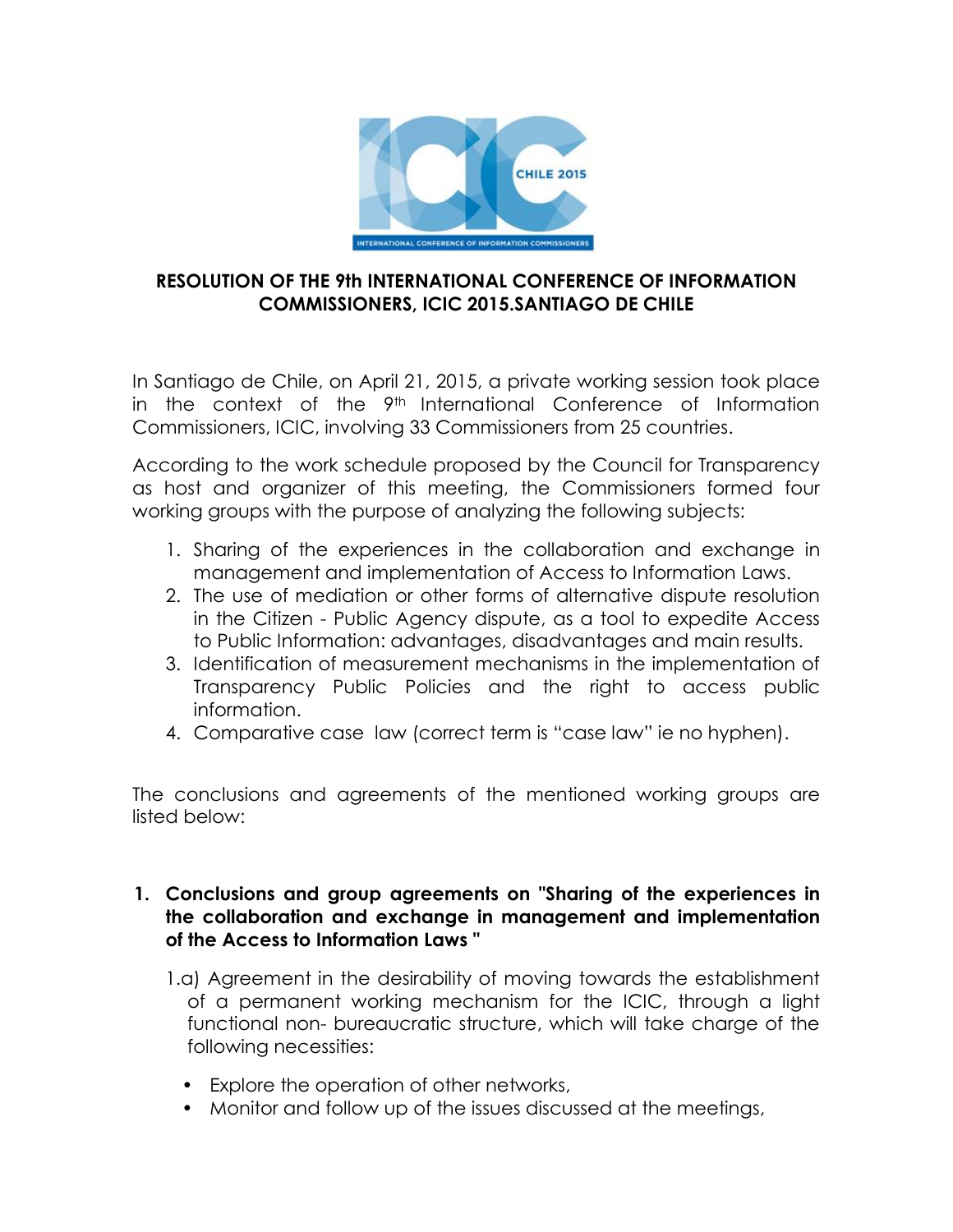# RESOLUTION OF THE 9th INTERNATIONAL CONFERENCE OF INFORMATION COMMISSIONERS, ICIC 2015.SANTIAGO DE CHILE

In Santiago de Chile, on April 21, 2015, a private working session took place in the context of the 9th International Conference of Information Commissioners, ICIC, involving 33 Commissioners from 25 countries.

According to the work schedule proposed by the Council for Transparency as host and organizer of this meeting, the Commissioners formed four working groups with the purpose of analyzing the following subjects:

1. Sharing of the experiences in the collaboration and exchange in management and implementation of Access to Information Laws.
2. The use of mediation or other forms of alternative dispute resolution in the Citizen - Public Agency dispute, as a tool to expedite Access to Public Information: advantages, disadvantages and main results.
3. Identification of measurement mechanisms in the implementation of Transparency Public Policies and the right to access public information.
4. Comparative case law (correct term is "case law" ie no hyphen).

The conclusions and agreements of the mentioned working groups are listed below:

## 1. Conclusions and group agreements on "Sharing of the experiences in the collaboration and exchange in management and implementation of the Access to Information Laws "

1.a) Agreement in the desirability of moving towards the establishment of a permanent working mechanism for the ICIC, through a light functional non- bureaucratic structure, which will take charge of the following necessities:

- Explore the operation of other networks,
- Monitor and follow up of the issues discussed at the meetings,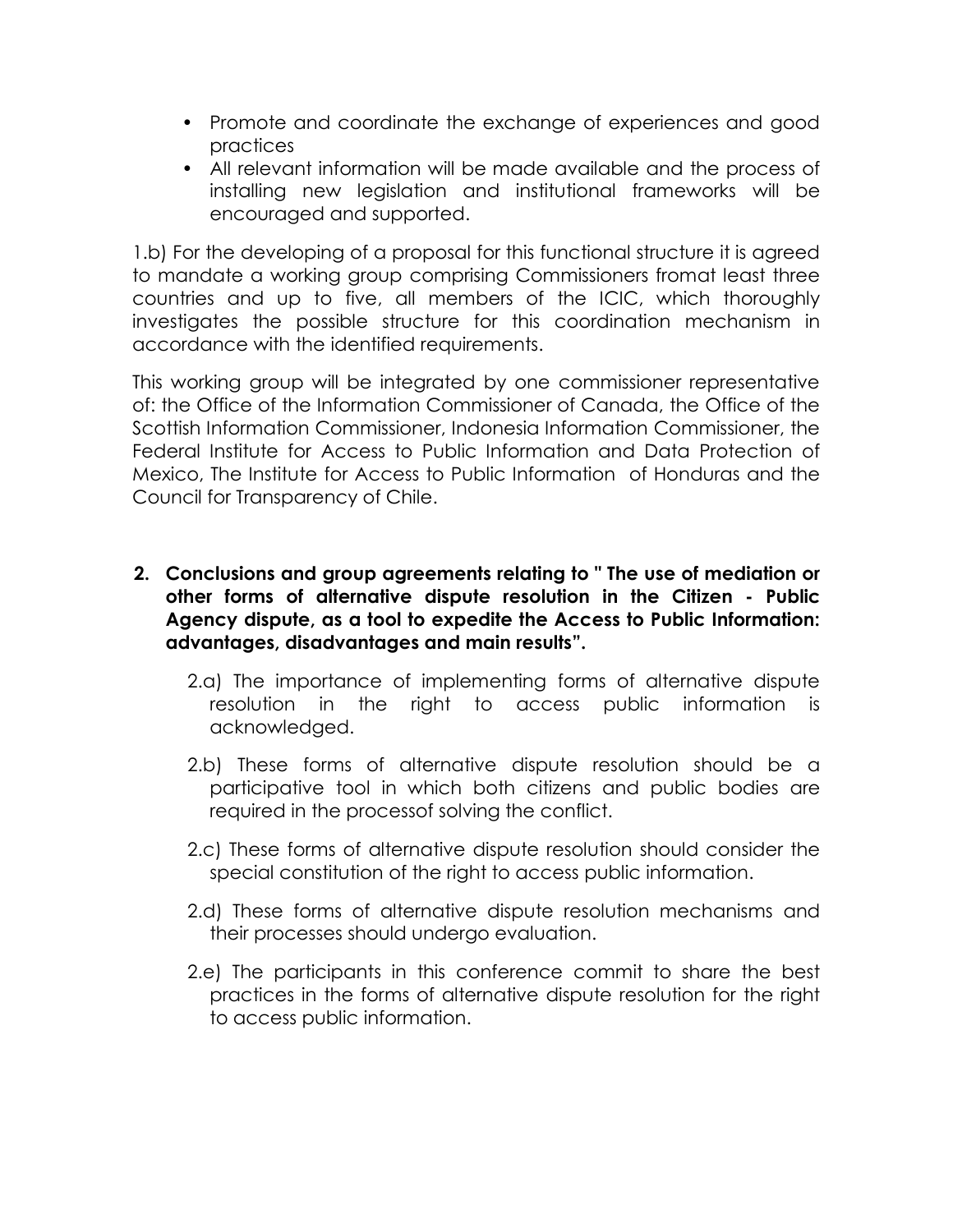- Promote and coordinate the exchange of experiences and good practices
- All relevant information will be made available and the process of installing new legislation and institutional frameworks will be encouraged and supported.

1.b) For the developing of a proposal for this functional structure it is agreed to mandate a working group comprising Commissioners fromat least three countries and up to five, all members of the ICIC, which thoroughly investigates the possible structure for this coordination mechanism in accordance with the identified requirements.

This working group will be integrated by one commissioner representative of: the Office of the Information Commissioner of Canada, the Office of the Scottish Information Commissioner, Indonesia Information Commissioner, the Federal Institute for Access to Public Information and Data Protection of Mexico, The Institute for Access to Public Information of Honduras and the Council for Transparency of Chile.

**2. Conclusions and group agreements relating to " The use of mediation or other forms of alternative dispute resolution in the Citizen - Public Agency dispute, as a tool to expedite the Access to Public Information: advantages, disadvantages and main results".**

2.a) The importance of implementing forms of alternative dispute resolution in the right to access public information is acknowledged.

2.b) These forms of alternative dispute resolution should be a participative tool in which both citizens and public bodies are required in the processof solving the conflict.

2.c) These forms of alternative dispute resolution should consider the special constitution of the right to access public information.

2.d) These forms of alternative dispute resolution mechanisms and their processes should undergo evaluation.

2.e) The participants in this conference commit to share the best practices in the forms of alternative dispute resolution for the right to access public information.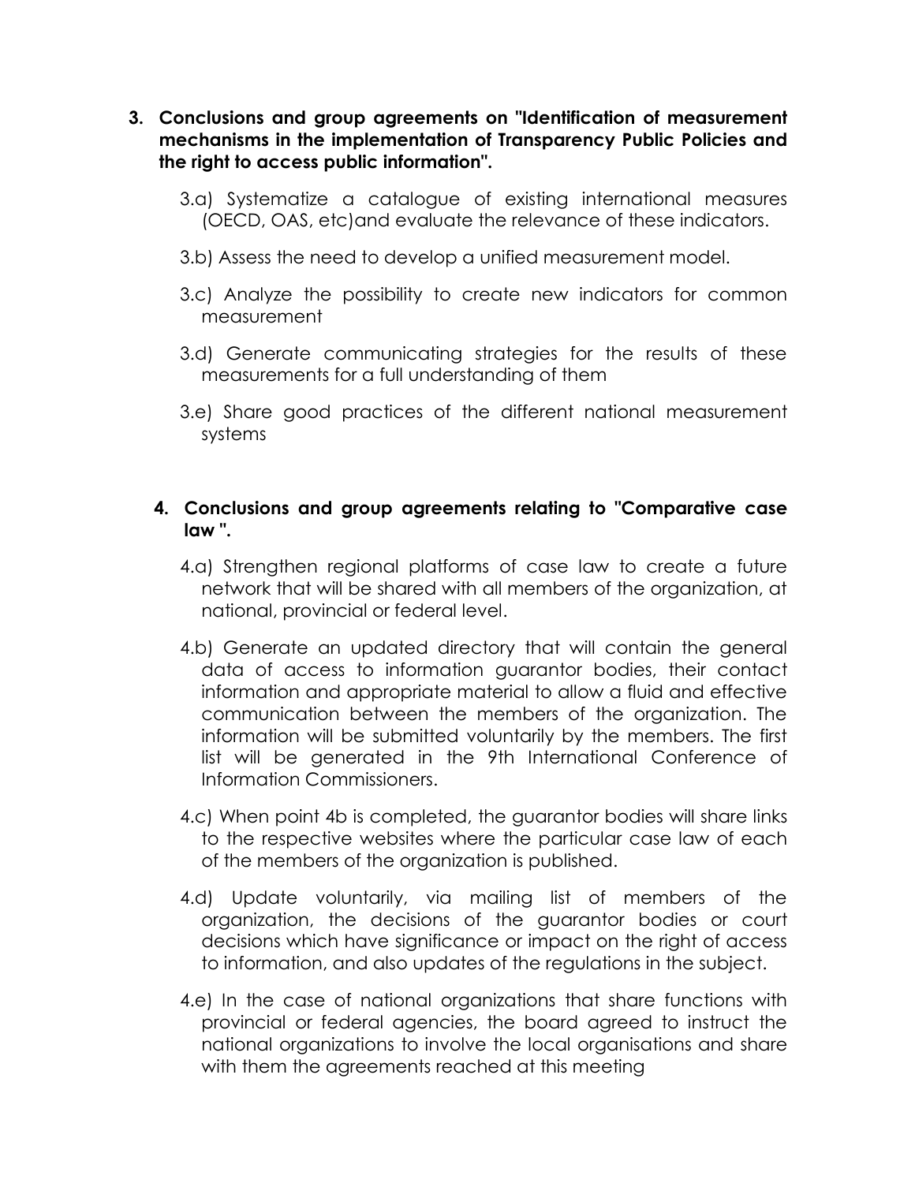3. **Conclusions and group agreements on "Identification of measurement mechanisms in the implementation of Transparency Public Policies and the right to access public information".**

   3.a) Systematize a catalogue of existing international measures (OECD, OAS, etc)and evaluate the relevance of these indicators.

   3.b) Assess the need to develop a unified measurement model.

   3.c) Analyze the possibility to create new indicators for common measurement

   3.d) Generate communicating strategies for the results of these measurements for a full understanding of them

   3.e) Share good practices of the different national measurement systems

4. **Conclusions and group agreements relating to "Comparative case law ".**

   4.a) Strengthen regional platforms of case law to create a future network that will be shared with all members of the organization, at national, provincial or federal level.

   4.b) Generate an updated directory that will contain the general data of access to information guarantor bodies, their contact information and appropriate material to allow a fluid and effective communication between the members of the organization. The information will be submitted voluntarily by the members. The first list will be generated in the 9th International Conference of Information Commissioners.

   4.c) When point 4b is completed, the guarantor bodies will share links to the respective websites where the particular case law of each of the members of the organization is published.

   4.d) Update voluntarily, via mailing list of members of the organization, the decisions of the guarantor bodies or court decisions which have significance or impact on the right of access to information, and also updates of the regulations in the subject.

   4.e) In the case of national organizations that share functions with provincial or federal agencies, the board agreed to instruct the national organizations to involve the local organisations and share with them the agreements reached at this meeting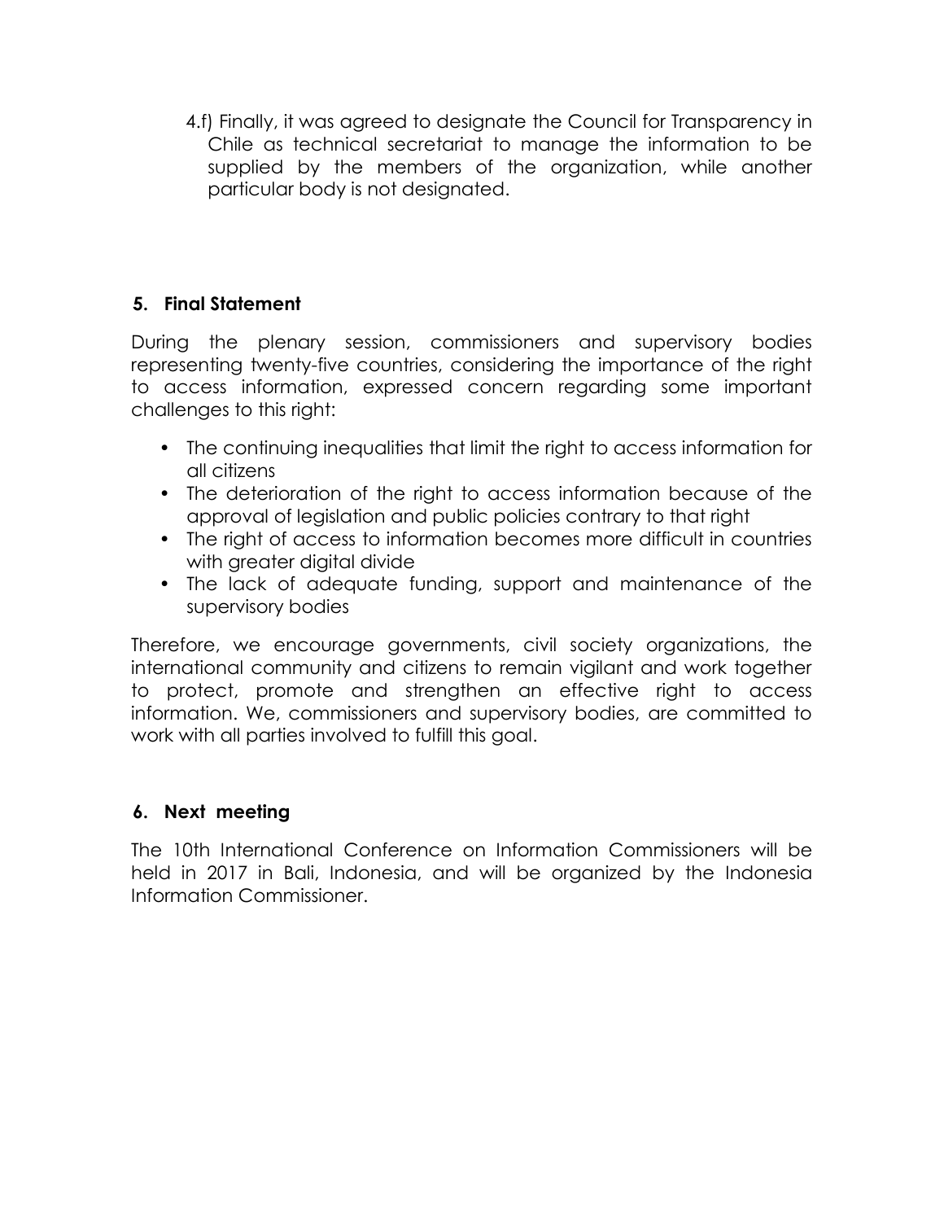4.f) Finally, it was agreed to designate the Council for Transparency in Chile as technical secretariat to manage the information to be supplied by the members of the organization, while another particular body is not designated.

## 5. Final Statement

During the plenary session, commissioners and supervisory bodies representing twenty-five countries, considering the importance of the right to access information, expressed concern regarding some important challenges to this right:

- The continuing inequalities that limit the right to access information for all citizens
- The deterioration of the right to access information because of the approval of legislation and public policies contrary to that right
- The right of access to information becomes more difficult in countries with greater digital divide
- The lack of adequate funding, support and maintenance of the supervisory bodies

Therefore, we encourage governments, civil society organizations, the international community and citizens to remain vigilant and work together to protect, promote and strengthen an effective right to access information. We, commissioners and supervisory bodies, are committed to work with all parties involved to fulfill this goal.

## 6. Next meeting

The 10th International Conference on Information Commissioners will be held in 2017 in Bali, Indonesia, and will be organized by the Indonesia Information Commissioner.